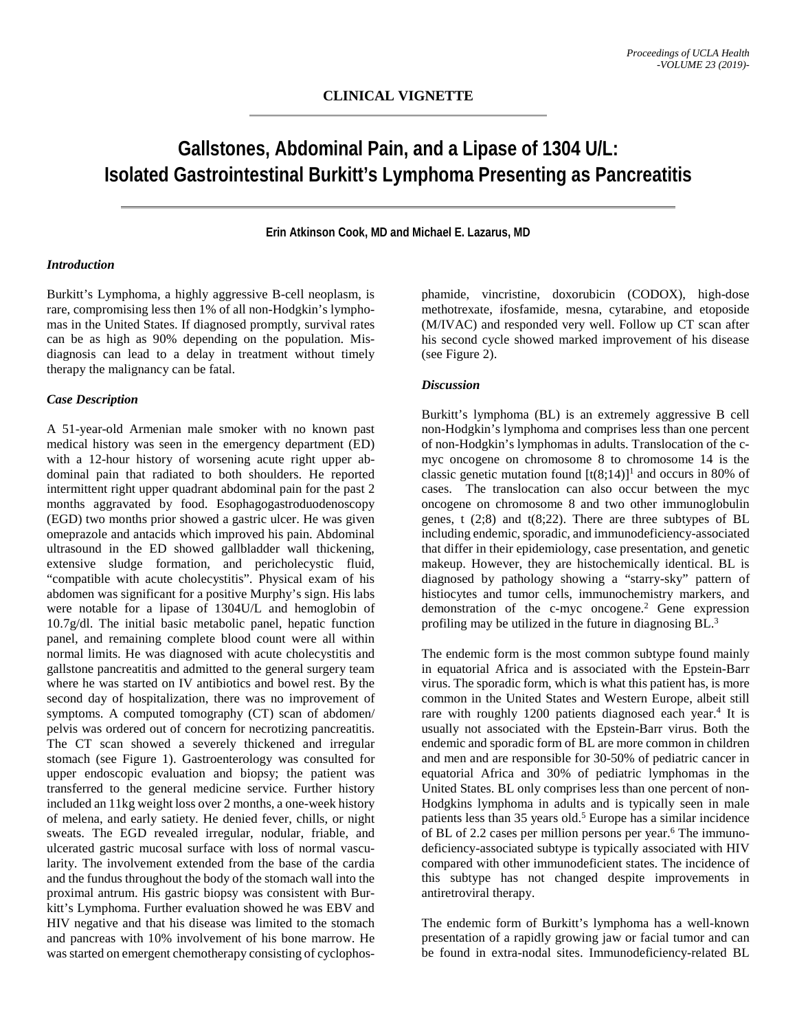CLINICAL VIGNETTE

# Gallstones, Abdominal Pain, and a Lipase of 1304 U/L: Isolated Gastrointestinal Burkitt's Lymphoma Presenting as Pancreatitis

**Erin Atkinson Cook, MD and Michael E. Lazarus, MD**

### *Introduction*

Burkitt's Lymphoma, a highly aggressive B-cell neoplasm, is rare, compromising less then 1% of all non-Hodgkin's lymphomas in the United States. If diagnosed promptly, survival rates can be as high as 90% depending on the population. Misdiagnosis can lead to a delay in treatment without timely therapy the malignancy can be fatal.

### *Case Description*

A 51-year-old Armenian male smoker with no known past medical history was seen in the emergency department (ED) with a 12-hour history of worsening acute right upper abdominal pain that radiated to both shoulders. He reported intermittent right upper quadrant abdominal pain for the past 2 months aggravated by food. Esophagogastroduodenoscopy (EGD) two months prior showed a gastric ulcer. He was given omeprazole and antacids which improved his pain. Abdominal ultrasound in the ED showed gallbladder wall thickening, extensive sludge formation, and pericholecystic fluid, "compatible with acute cholecystitis". Physical exam of his abdomen was significant for a positive Murphy's sign. His labs were notable for a lipase of 1304U/L and hemoglobin of 10.7g/dl. The initial basic metabolic panel, hepatic function panel, and remaining complete blood count were all within normal limits. He was diagnosed with acute cholecystitis and gallstone pancreatitis and admitted to the general surgery team where he was started on IV antibiotics and bowel rest. By the second day of hospitalization, there was no improvement of symptoms. A computed tomography (CT) scan of abdomen/ pelvis was ordered out of concern for necrotizing pancreatitis. The CT scan showed a severely thickened and irregular stomach (see Figure 1). Gastroenterology was consulted for upper endoscopic evaluation and biopsy; the patient was transferred to the general medicine service. Further history included an 11kg weight loss over 2 months, a one-week history of melena, and early satiety. He denied fever, chills, or night sweats. The EGD revealed irregular, nodular, friable, and ulcerated gastric mucosal surface with loss of normal vascularity. The involvement extended from the base of the cardia and the fundus throughout the body of the stomach wall into the proximal antrum. His gastric biopsy was consistent with Burkitt's Lymphoma. Further evaluation showed he was EBV and HIV negative and that his disease was limited to the stomach and pancreas with 10% involvement of his bone marrow. He was started on emergent chemotherapy consisting of cyclophosphamide, vincristine, doxorubicin (CODOX), high-dose methotrexate, ifosfamide, mesna, cytarabine, and etoposide (M/IVAC) and responded very well. Follow up CT scan after his second cycle showed marked improvement of his disease (see Figure 2).

### *Discussion*

Burkitt's lymphoma (BL) is an extremely aggressive B cell non-Hodgkin's lymphoma and comprises less than one percent of non-Hodgkin's lymphomas in adults. Translocation of the c-myc oncogene on chromosome 8 to chromosome 14 is the classic genetic mutation found [t(8;14)][1] and occurs in 80% of cases. The translocation can also occur between the myc oncogene on chromosome 8 and two other immunoglobulin genes, t (2;8) and t(8;22). There are three subtypes of BL including endemic, sporadic, and immunodeficiency-associated that differ in their epidemiology, case presentation, and genetic makeup. However, they are histochemically identical. BL is diagnosed by pathology showing a "starry-sky" pattern of histiocytes and tumor cells, immunochemistry markers, and demonstration of the c-myc oncogene.[2] Gene expression profiling may be utilized in the future in diagnosing BL.[3]

The endemic form is the most common subtype found mainly in equatorial Africa and is associated with the Epstein-Barr virus. The sporadic form, which is what this patient has, is more common in the United States and Western Europe, albeit still rare with roughly 1200 patients diagnosed each year.[4] It is usually not associated with the Epstein-Barr virus. Both the endemic and sporadic form of BL are more common in children and men and are responsible for 30-50% of pediatric cancer in equatorial Africa and 30% of pediatric lymphomas in the United States. BL only comprises less than one percent of non-Hodgkins lymphoma in adults and is typically seen in male patients less than 35 years old.[5] Europe has a similar incidence of BL of 2.2 cases per million persons per year.[6] The immunodeficiency-associated subtype is typically associated with HIV compared with other immunodeficient states. The incidence of this subtype has not changed despite improvements in antiretroviral therapy.

The endemic form of Burkitt's lymphoma has a well-known presentation of a rapidly growing jaw or facial tumor and can be found in extra-nodal sites. Immunodeficiency-related BL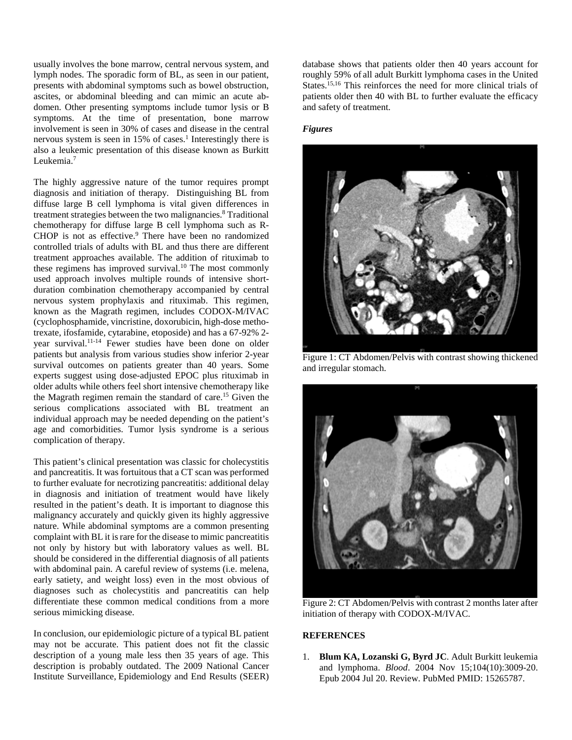usually involves the bone marrow, central nervous system, and lymph nodes. The sporadic form of BL, as seen in our patient, presents with abdominal symptoms such as bowel obstruction, ascites, or abdominal bleeding and can mimic an acute abdomen. Other presenting symptoms include tumor lysis or B symptoms. At the time of presentation, bone marrow involvement is seen in 30% of cases and disease in the central nervous system is seen in 15% of cases.[1] Interestingly there is also a leukemic presentation of this disease known as Burkitt Leukemia.[7]

The highly aggressive nature of the tumor requires prompt diagnosis and initiation of therapy. Distinguishing BL from diffuse large B cell lymphoma is vital given differences in treatment strategies between the two malignancies.[8] Traditional chemotherapy for diffuse large B cell lymphoma such as R-CHOP is not as effective.[9] There have been no randomized controlled trials of adults with BL and thus there are different treatment approaches available. The addition of rituximab to these regimens has improved survival.[10] The most commonly used approach involves multiple rounds of intensive short-duration combination chemotherapy accompanied by central nervous system prophylaxis and rituximab. This regimen, known as the Magrath regimen, includes CODOX-M/IVAC (cyclophosphamide, vincristine, doxorubicin, high-dose methotrexate, ifosfamide, cytarabine, etoposide) and has a 67-92% 2-year survival.[11-14] Fewer studies have been done on older patients but analysis from various studies show inferior 2-year survival outcomes on patients greater than 40 years. Some experts suggest using dose-adjusted EPOC plus rituximab in older adults while others feel short intensive chemotherapy like the Magrath regimen remain the standard of care.[15] Given the serious complications associated with BL treatment an individual approach may be needed depending on the patient's age and comorbidities. Tumor lysis syndrome is a serious complication of therapy.

This patient's clinical presentation was classic for cholecystitis and pancreatitis. It was fortuitous that a CT scan was performed to further evaluate for necrotizing pancreatitis: additional delay in diagnosis and initiation of treatment would have likely resulted in the patient's death. It is important to diagnose this malignancy accurately and quickly given its highly aggressive nature. While abdominal symptoms are a common presenting complaint with BL it is rare for the disease to mimic pancreatitis not only by history but with laboratory values as well. BL should be considered in the differential diagnosis of all patients with abdominal pain. A careful review of systems (i.e. melena, early satiety, and weight loss) even in the most obvious of diagnoses such as cholecystitis and pancreatitis can help differentiate these common medical conditions from a more serious mimicking disease.

In conclusion, our epidemiologic picture of a typical BL patient may not be accurate. This patient does not fit the classic description of a young male less then 35 years of age. This description is probably outdated. The 2009 National Cancer Institute Surveillance, Epidemiology and End Results (SEER) database shows that patients older then 40 years account for roughly 59% of all adult Burkitt lymphoma cases in the United States.[15,16] This reinforces the need for more clinical trials of patients older then 40 with BL to further evaluate the efficacy and safety of treatment.

***Figures***

Figure 1: CT Abdomen/Pelvis with contrast showing thickened and irregular stomach.

Figure 2: CT Abdomen/Pelvis with contrast 2 months later after initiation of therapy with CODOX-M/IVAC.

## REFERENCES

1. **Blum KA, Lozanski G, Byrd JC**. Adult Burkitt leukemia and lymphoma. *Blood*. 2004 Nov 15;104(10):3009-20. Epub 2004 Jul 20. Review. PubMed PMID: 15265787.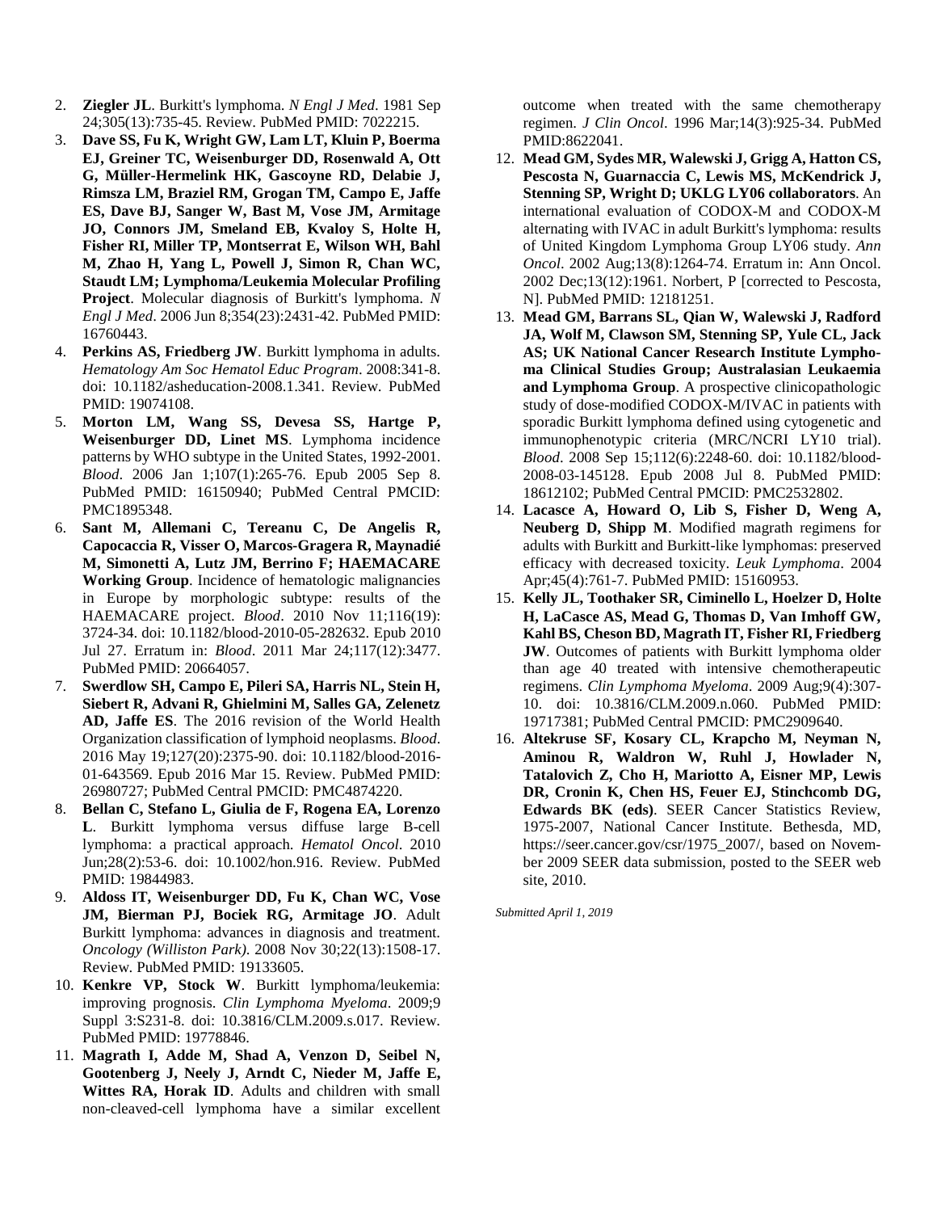2. **Ziegler JL**. Burkitt's lymphoma. *N Engl J Med*. 1981 Sep 24;305(13):735-45. Review. PubMed PMID: 7022215.
3. **Dave SS, Fu K, Wright GW, Lam LT, Kluin P, Boerma EJ, Greiner TC, Weisenburger DD, Rosenwald A, Ott G, Müller-Hermelink HK, Gascoyne RD, Delabie J, Rimsza LM, Braziel RM, Grogan TM, Campo E, Jaffe ES, Dave BJ, Sanger W, Bast M, Vose JM, Armitage JO, Connors JM, Smeland EB, Kvaloy S, Holte H, Fisher RI, Miller TP, Montserrat E, Wilson WH, Bahl M, Zhao H, Yang L, Powell J, Simon R, Chan WC, Staudt LM; Lymphoma/Leukemia Molecular Profiling Project**. Molecular diagnosis of Burkitt's lymphoma. *N Engl J Med*. 2006 Jun 8;354(23):2431-42. PubMed PMID: 16760443.
4. **Perkins AS, Friedberg JW**. Burkitt lymphoma in adults. *Hematology Am Soc Hematol Educ Program*. 2008:341-8. doi: 10.1182/asheducation-2008.1.341. Review. PubMed PMID: 19074108.
5. **Morton LM, Wang SS, Devesa SS, Hartge P, Weisenburger DD, Linet MS**. Lymphoma incidence patterns by WHO subtype in the United States, 1992-2001. *Blood*. 2006 Jan 1;107(1):265-76. Epub 2005 Sep 8. PubMed PMID: 16150940; PubMed Central PMCID: PMC1895348.
6. **Sant M, Allemani C, Tereanu C, De Angelis R, Capocaccia R, Visser O, Marcos-Gragera R, Maynadié M, Simonetti A, Lutz JM, Berrino F; HAEMACARE Working Group**. Incidence of hematologic malignancies in Europe by morphologic subtype: results of the HAEMACARE project. *Blood*. 2010 Nov 11;116(19): 3724-34. doi: 10.1182/blood-2010-05-282632. Epub 2010 Jul 27. Erratum in: *Blood*. 2011 Mar 24;117(12):3477. PubMed PMID: 20664057.
7. **Swerdlow SH, Campo E, Pileri SA, Harris NL, Stein H, Siebert R, Advani R, Ghielmini M, Salles GA, Zelenetz AD, Jaffe ES**. The 2016 revision of the World Health Organization classification of lymphoid neoplasms. *Blood*. 2016 May 19;127(20):2375-90. doi: 10.1182/blood-2016-01-643569. Epub 2016 Mar 15. Review. PubMed PMID: 26980727; PubMed Central PMCID: PMC4874220.
8. **Bellan C, Stefano L, Giulia de F, Rogena EA, Lorenzo L**. Burkitt lymphoma versus diffuse large B-cell lymphoma: a practical approach. *Hematol Oncol*. 2010 Jun;28(2):53-6. doi: 10.1002/hon.916. Review. PubMed PMID: 19844983.
9. **Aldoss IT, Weisenburger DD, Fu K, Chan WC, Vose JM, Bierman PJ, Bociek RG, Armitage JO**. Adult Burkitt lymphoma: advances in diagnosis and treatment. *Oncology (Williston Park)*. 2008 Nov 30;22(13):1508-17. Review. PubMed PMID: 19133605.
10. **Kenkre VP, Stock W**. Burkitt lymphoma/leukemia: improving prognosis. *Clin Lymphoma Myeloma*. 2009;9 Suppl 3:S231-8. doi: 10.3816/CLM.2009.s.017. Review. PubMed PMID: 19778846.
11. **Magrath I, Adde M, Shad A, Venzon D, Seibel N, Gootenberg J, Neely J, Arndt C, Nieder M, Jaffe E, Wittes RA, Horak ID**. Adults and children with small non-cleaved-cell lymphoma have a similar excellent outcome when treated with the same chemotherapy regimen. *J Clin Oncol*. 1996 Mar;14(3):925-34. PubMed PMID:8622041.
12. **Mead GM, Sydes MR, Walewski J, Grigg A, Hatton CS, Pescosta N, Guarnaccia C, Lewis MS, McKendrick J, Stenning SP, Wright D; UKLG LY06 collaborators**. An international evaluation of CODOX-M and CODOX-M alternating with IVAC in adult Burkitt's lymphoma: results of United Kingdom Lymphoma Group LY06 study. *Ann Oncol*. 2002 Aug;13(8):1264-74. Erratum in: Ann Oncol. 2002 Dec;13(12):1961. Norbert, P [corrected to Pescosta, N]. PubMed PMID: 12181251.
13. **Mead GM, Barrans SL, Qian W, Walewski J, Radford JA, Wolf M, Clawson SM, Stenning SP, Yule CL, Jack AS; UK National Cancer Research Institute Lymphoma Clinical Studies Group; Australasian Leukaemia and Lymphoma Group**. A prospective clinicopathologic study of dose-modified CODOX-M/IVAC in patients with sporadic Burkitt lymphoma defined using cytogenetic and immunophenotypic criteria (MRC/NCRI LY10 trial). *Blood*. 2008 Sep 15;112(6):2248-60. doi: 10.1182/blood-2008-03-145128. Epub 2008 Jul 8. PubMed PMID: 18612102; PubMed Central PMCID: PMC2532802.
14. **Lacasce A, Howard O, Lib S, Fisher D, Weng A, Neuberg D, Shipp M**. Modified magrath regimens for adults with Burkitt and Burkitt-like lymphomas: preserved efficacy with decreased toxicity. *Leuk Lymphoma*. 2004 Apr;45(4):761-7. PubMed PMID: 15160953.
15. **Kelly JL, Toothaker SR, Ciminello L, Hoelzer D, Holte H, LaCasce AS, Mead G, Thomas D, Van Imhoff GW, Kahl BS, Cheson BD, Magrath IT, Fisher RI, Friedberg JW**. Outcomes of patients with Burkitt lymphoma older than age 40 treated with intensive chemotherapeutic regimens. *Clin Lymphoma Myeloma*. 2009 Aug;9(4):307-10. doi: 10.3816/CLM.2009.n.060. PubMed PMID: 19717381; PubMed Central PMCID: PMC2909640.
16. **Altekruse SF, Kosary CL, Krapcho M, Neyman N, Aminou R, Waldron W, Ruhl J, Howlader N, Tatalovich Z, Cho H, Mariotto A, Eisner MP, Lewis DR, Cronin K, Chen HS, Feuer EJ, Stinchcomb DG, Edwards BK (eds)**. SEER Cancer Statistics Review, 1975-2007, National Cancer Institute. Bethesda, MD, https://seer.cancer.gov/csr/1975_2007/, based on November 2009 SEER data submission, posted to the SEER web site, 2010.

*Submitted April 1, 2019*